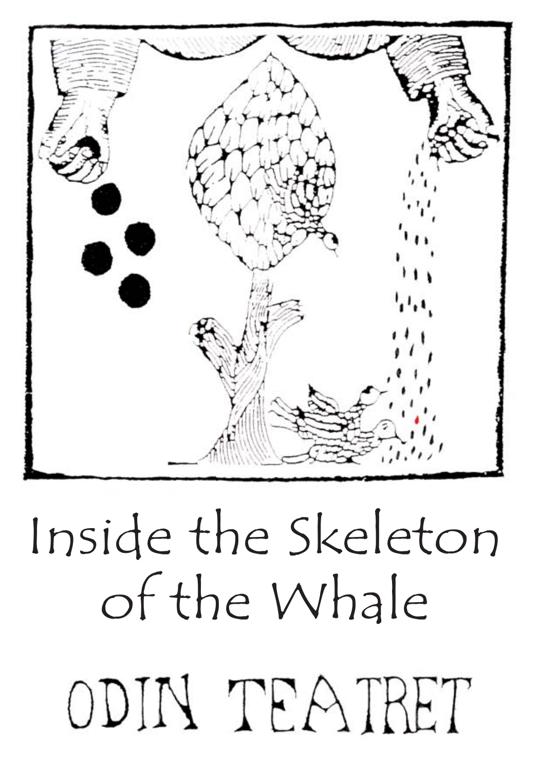# Inside the Skeleton of the Whale

ODIN TEATRET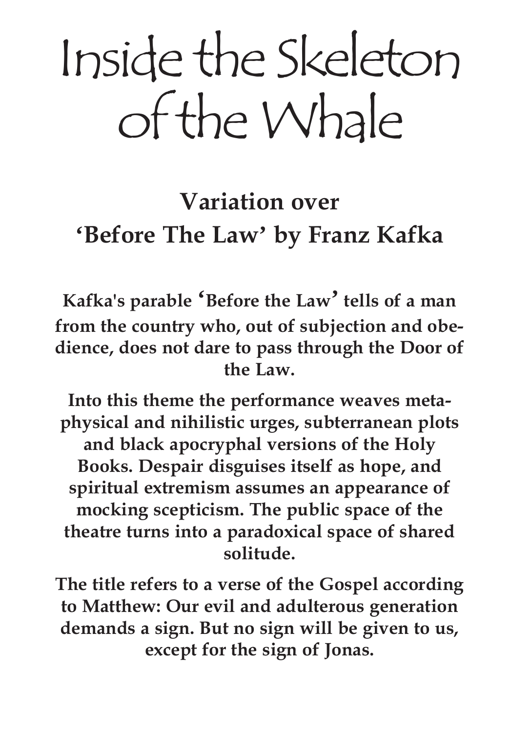# Inside the Skeleton of the Whale

## Variation over 'Before The Law' by Franz Kafka

**Kafka's parable 'Before the Law' tells of a man from the country who, out of subjection and obedience, does not dare to pass through the Door of the Law.**

**Into this theme the performance weaves metaphysical and nihilistic urges, subterranean plots and black apocryphal versions of the Holy Books. Despair disguises itself as hope, and spiritual extremism assumes an appearance of mocking scepticism. The public space of the theatre turns into a paradoxical space of shared solitude.**

**The title refers to a verse of the Gospel according to Matthew: Our evil and adulterous generation demands a sign. But no sign will be given to us, except for the sign of Jonas.**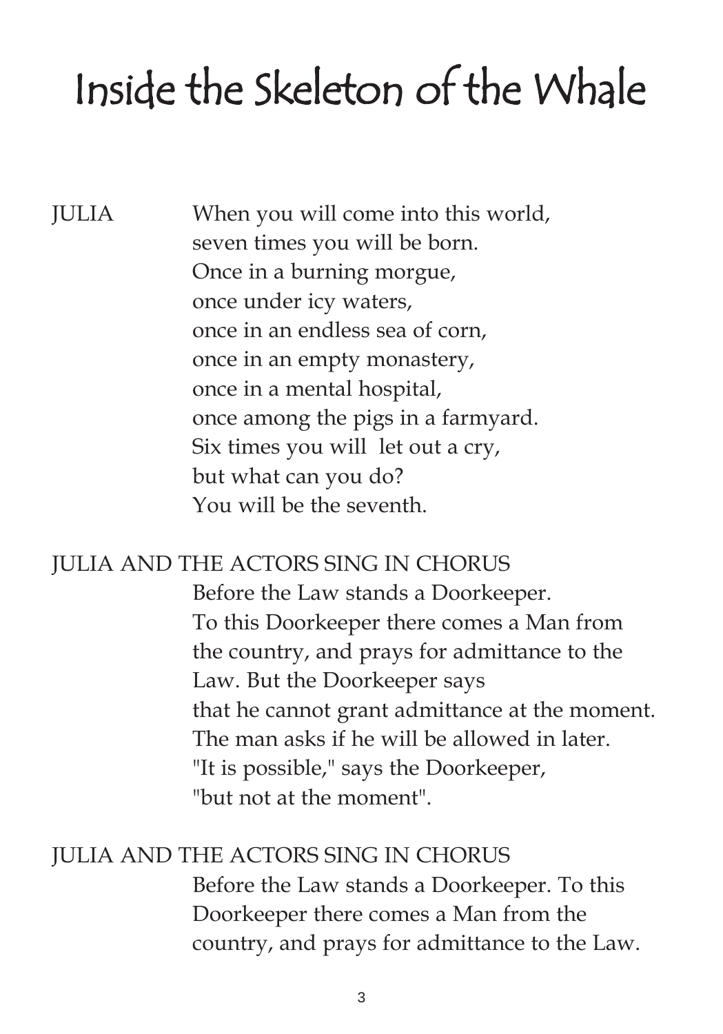# Inside the Skeleton of the Whale

JULIA When you will come into this world,
seven times you will be born.
Once in a burning morgue,
once under icy waters,
once in an endless sea of corn,
once in an empty monastery,
once in a mental hospital,
once among the pigs in a farmyard.
Six times you will let out a cry,
but what can you do?
You will be the seventh.

JULIA AND THE ACTORS SING IN CHORUS

Before the Law stands a Doorkeeper.
To this Doorkeeper there comes a Man from the country, and prays for admittance to the Law. But the Doorkeeper says
that he cannot grant admittance at the moment.
The man asks if he will be allowed in later.
"It is possible," says the Doorkeeper,
"but not at the moment".

JULIA AND THE ACTORS SING IN CHORUS

Before the Law stands a Doorkeeper. To this Doorkeeper there comes a Man from the country, and prays for admittance to the Law.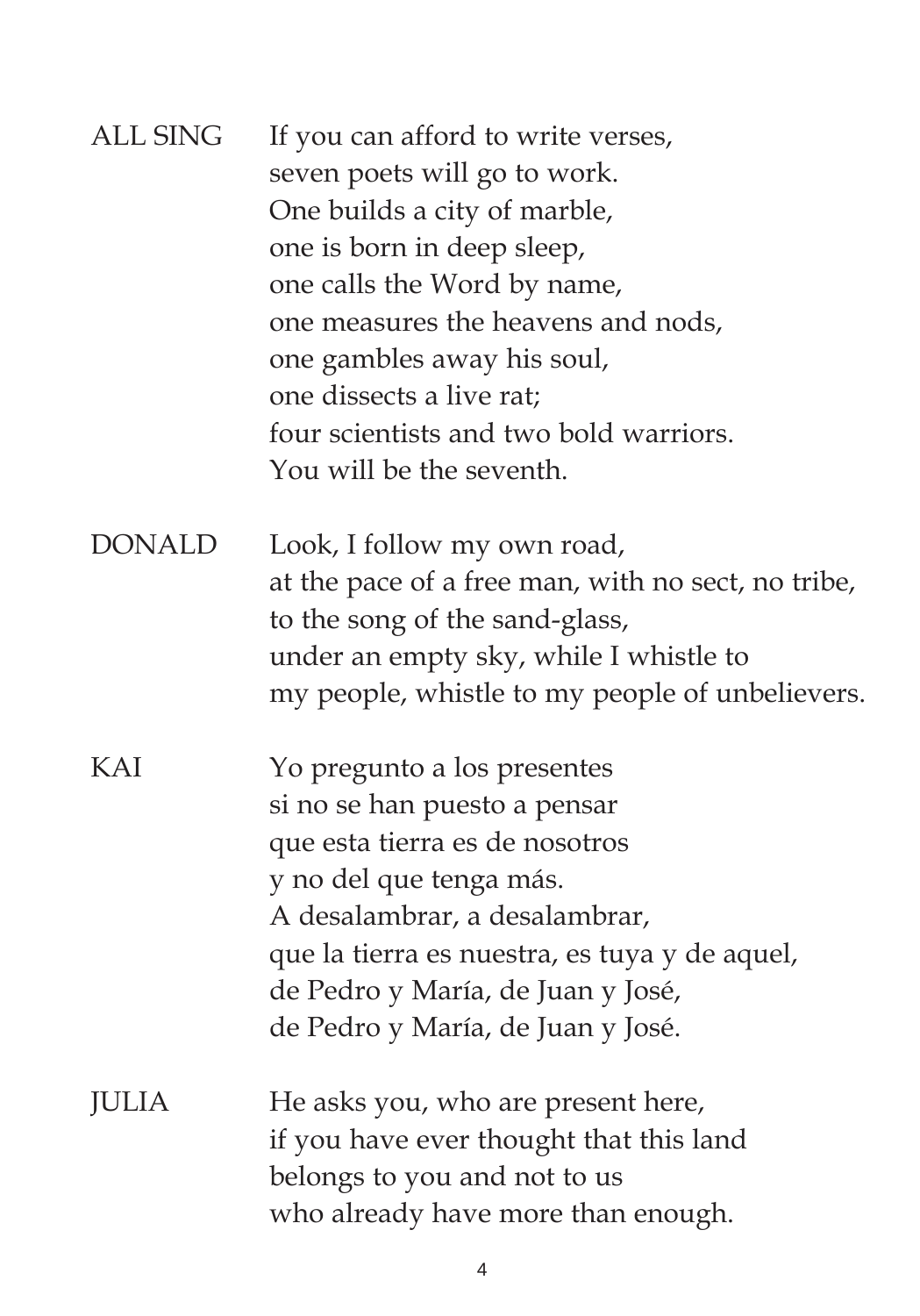ALL SING  If you can afford to write verses,
seven poets will go to work.
One builds a city of marble,
one is born in deep sleep,
one calls the Word by name,
one measures the heavens and nods,
one gambles away his soul,
one dissects a live rat;
four scientists and two bold warriors.
You will be the seventh.

DONALD  Look, I follow my own road,
at the pace of a free man, with no sect, no tribe,
to the song of the sand-glass,
under an empty sky, while I whistle to
my people, whistle to my people of unbelievers.

KAI  Yo pregunto a los presentes
si no se han puesto a pensar
que esta tierra es de nosotros
y no del que tenga más.
A desalambrar, a desalambrar,
que la tierra es nuestra, es tuya y de aquel,
de Pedro y María, de Juan y José,
de Pedro y María, de Juan y José.

JULIA  He asks you, who are present here,
if you have ever thought that this land
belongs to you and not to us
who already have more than enough.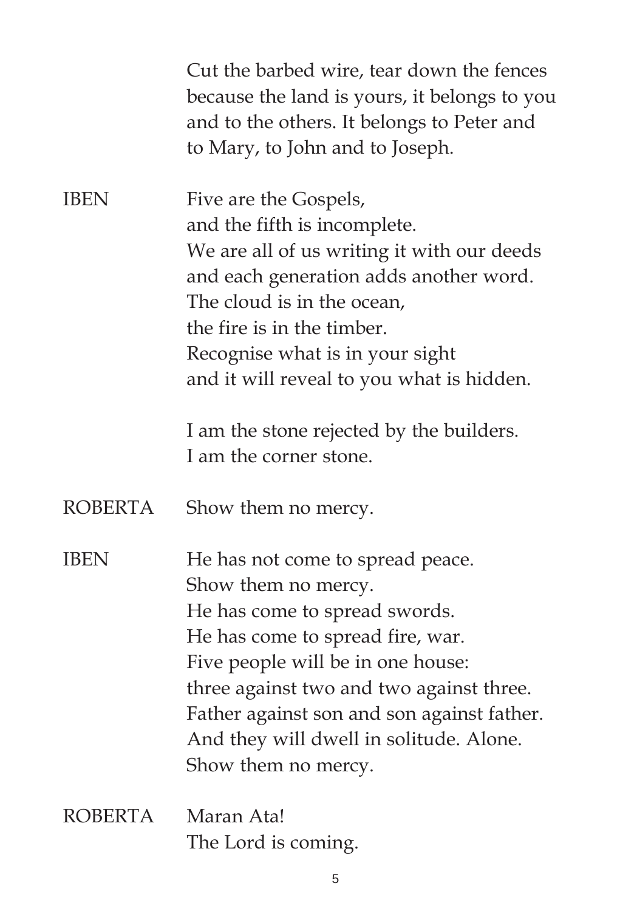Cut the barbed wire, tear down the fences
because the land is yours, it belongs to you
and to the others. It belongs to Peter and
to Mary, to John and to Joseph.

IBEN Five are the Gospels,
and the fifth is incomplete.
We are all of us writing it with our deeds
and each generation adds another word.
The cloud is in the ocean,
the fire is in the timber.
Recognise what is in your sight
and it will reveal to you what is hidden.

I am the stone rejected by the builders.
I am the corner stone.

ROBERTA Show them no mercy.

IBEN He has not come to spread peace.
Show them no mercy.
He has come to spread swords.
He has come to spread fire, war.
Five people will be in one house:
three against two and two against three.
Father against son and son against father.
And they will dwell in solitude. Alone.
Show them no mercy.

ROBERTA Maran Ata!
The Lord is coming.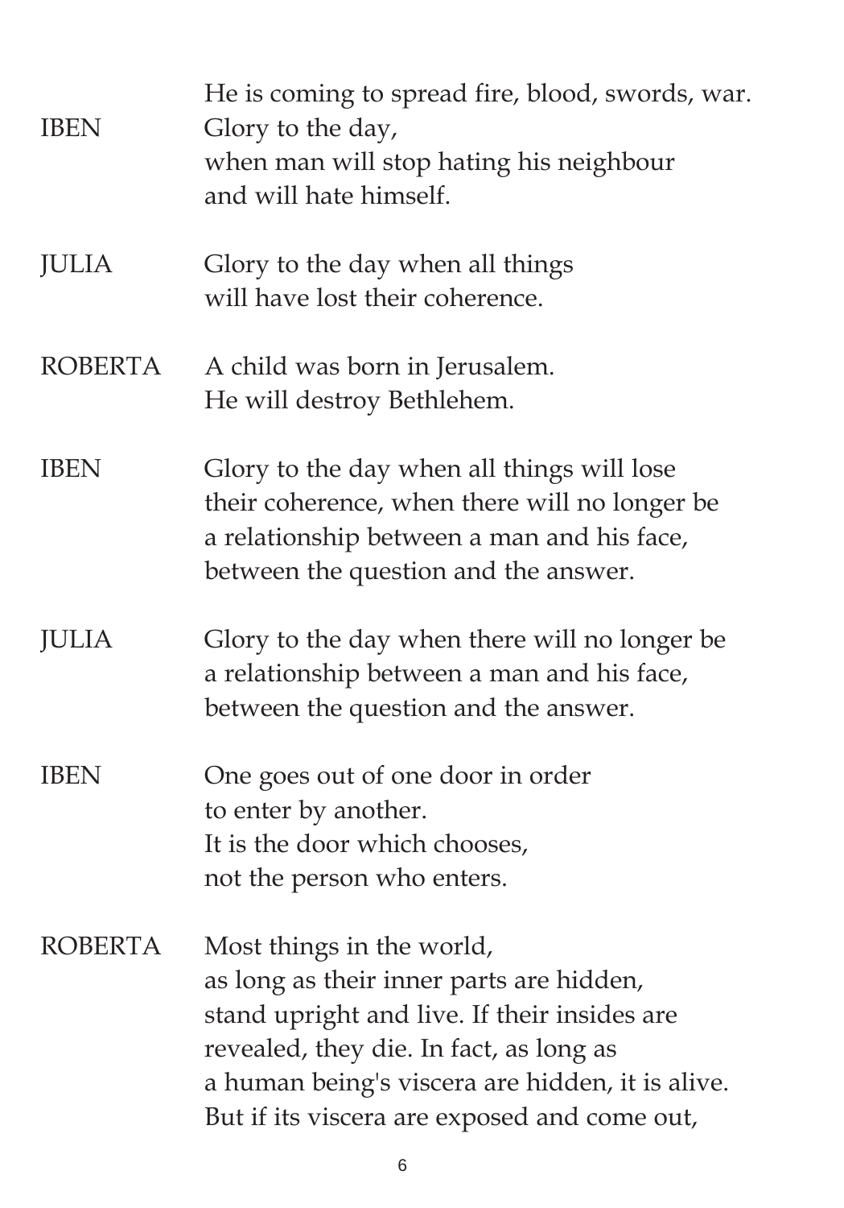He is coming to spread fire, blood, swords, war.

IBEN Glory to the day,
when man will stop hating his neighbour
and will hate himself.

JULIA Glory to the day when all things
will have lost their coherence.

ROBERTA A child was born in Jerusalem.
He will destroy Bethlehem.

IBEN Glory to the day when all things will lose
their coherence, when there will no longer be
a relationship between a man and his face,
between the question and the answer.

JULIA Glory to the day when there will no longer be
a relationship between a man and his face,
between the question and the answer.

IBEN One goes out of one door in order
to enter by another.
It is the door which chooses,
not the person who enters.

ROBERTA Most things in the world,
as long as their inner parts are hidden,
stand upright and live. If their insides are
revealed, they die. In fact, as long as
a human being's viscera are hidden, it is alive.
But if its viscera are exposed and come out,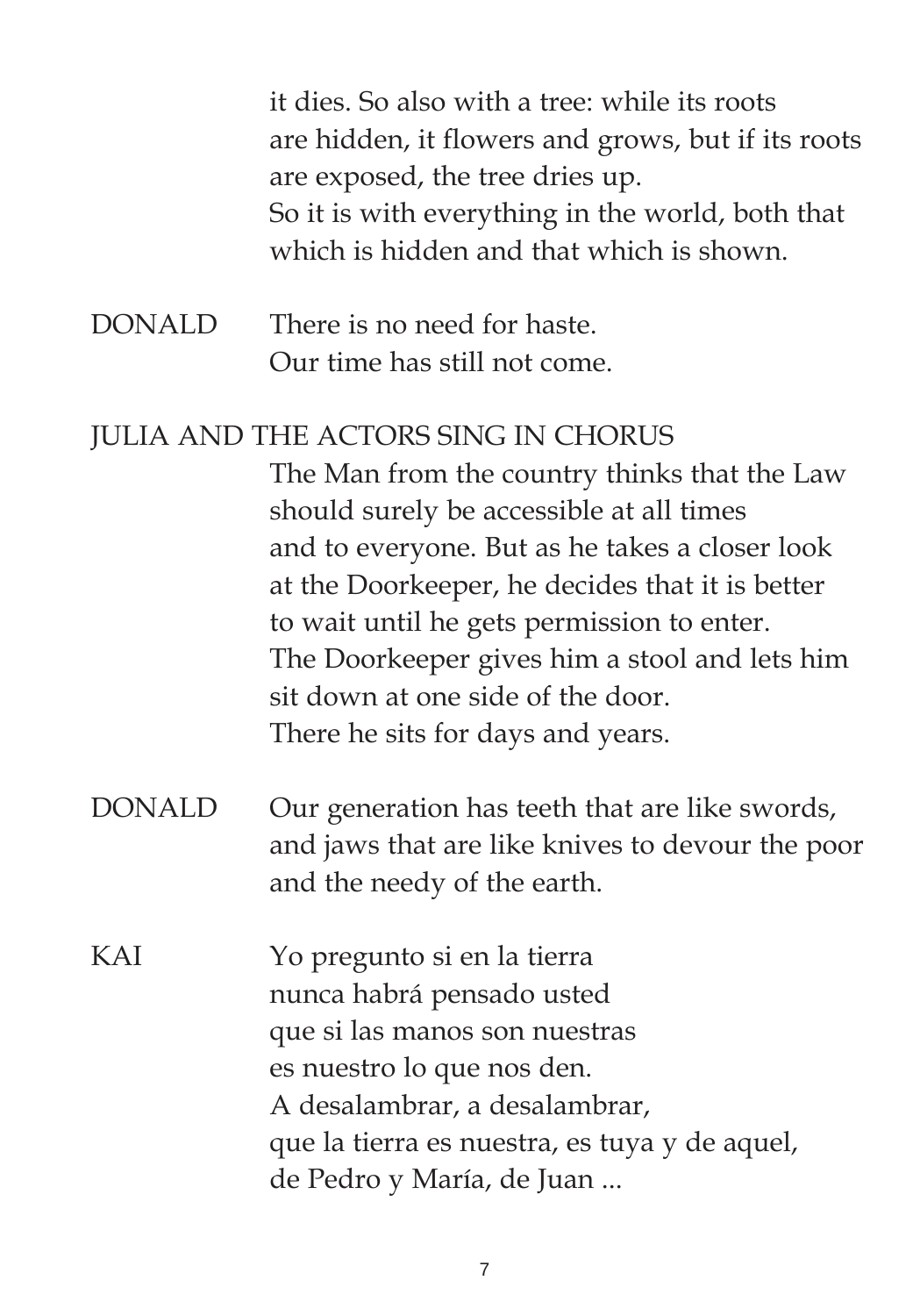it dies. So also with a tree: while its roots
are hidden, it flowers and grows, but if its roots
are exposed, the tree dries up.
So it is with everything in the world, both that
which is hidden and that which is shown.

DONALD There is no need for haste.
Our time has still not come.

JULIA AND THE ACTORS SING IN CHORUS
The Man from the country thinks that the Law
should surely be accessible at all times
and to everyone. But as he takes a closer look
at the Doorkeeper, he decides that it is better
to wait until he gets permission to enter.
The Doorkeeper gives him a stool and lets him
sit down at one side of the door.
There he sits for days and years.

DONALD Our generation has teeth that are like swords,
and jaws that are like knives to devour the poor
and the needy of the earth.

KAI Yo pregunto si en la tierra
nunca habrá pensado usted
que si las manos son nuestras
es nuestro lo que nos den.
A desalambrar, a desalambrar,
que la tierra es nuestra, es tuya y de aquel,
de Pedro y María, de Juan ...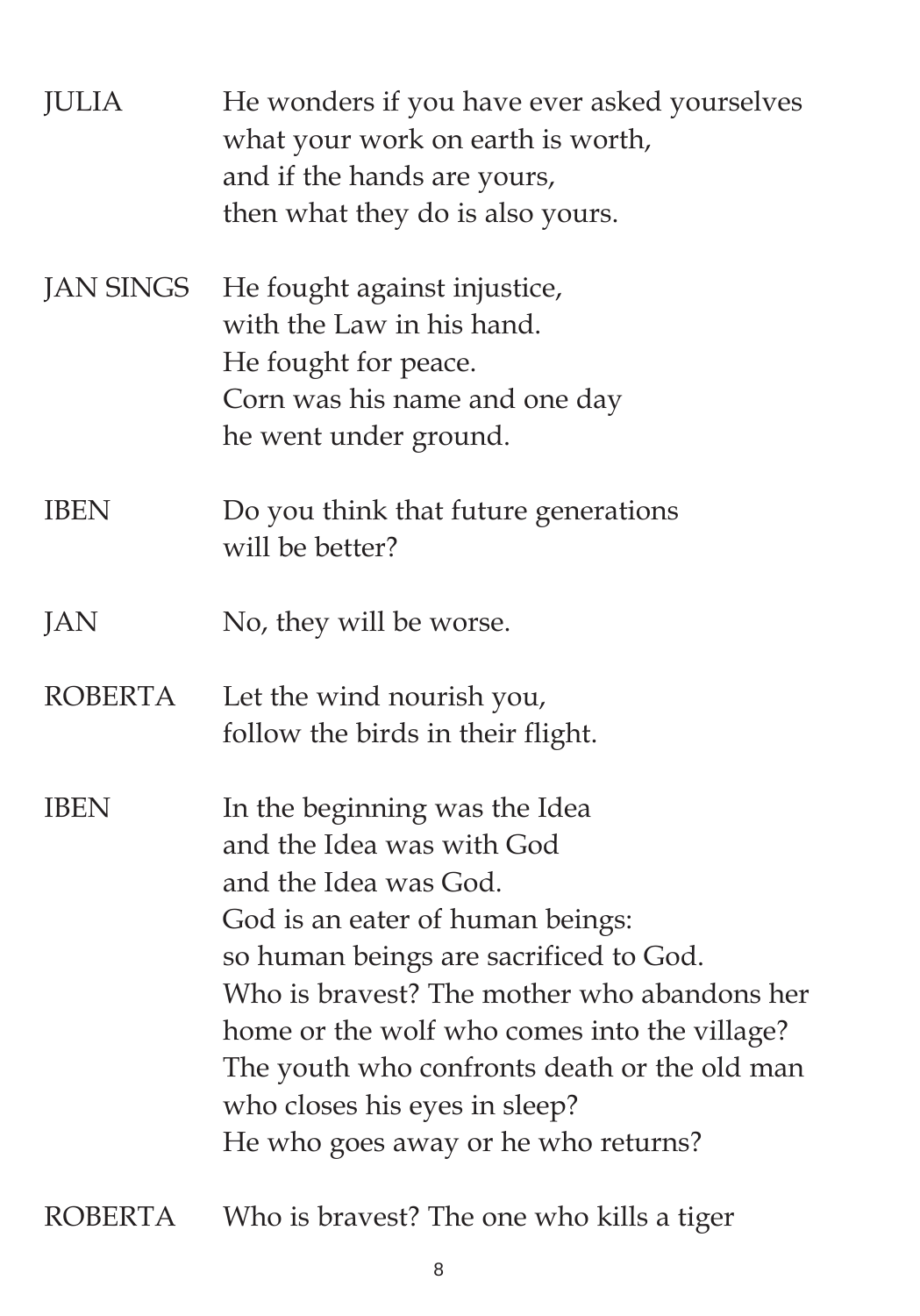JULIA He wonders if you have ever asked yourselves
what your work on earth is worth,
and if the hands are yours,
then what they do is also yours.

JAN SINGS He fought against injustice,
with the Law in his hand.
He fought for peace.
Corn was his name and one day
he went under ground.

IBEN Do you think that future generations
will be better?

JAN No, they will be worse.

ROBERTA Let the wind nourish you,
follow the birds in their flight.

IBEN In the beginning was the Idea
and the Idea was with God
and the Idea was God.
God is an eater of human beings:
so human beings are sacrificed to God.
Who is bravest? The mother who abandons her
home or the wolf who comes into the village?
The youth who confronts death or the old man
who closes his eyes in sleep?
He who goes away or he who returns?

ROBERTA Who is bravest? The one who kills a tiger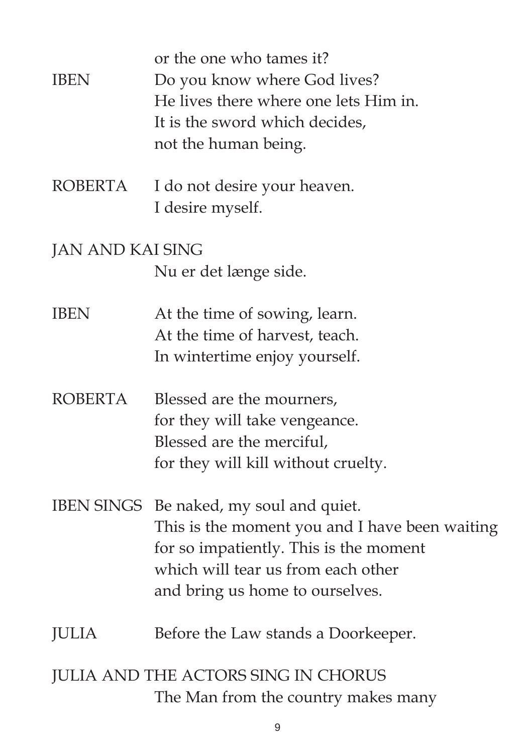or the one who tames it?

IBEN Do you know where God lives?
He lives there where one lets Him in.
It is the sword which decides,
not the human being.

ROBERTA I do not desire your heaven.
I desire myself.

JAN AND KAI SING
Nu er det længe side.

IBEN At the time of sowing, learn.
At the time of harvest, teach.
In wintertime enjoy yourself.

ROBERTA Blessed are the mourners,
for they will take vengeance.
Blessed are the merciful,
for they will kill without cruelty.

IBEN SINGS Be naked, my soul and quiet.
This is the moment you and I have been waiting
for so impatiently. This is the moment
which will tear us from each other
and bring us home to ourselves.

JULIA Before the Law stands a Doorkeeper.

JULIA AND THE ACTORS SING IN CHORUS
The Man from the country makes many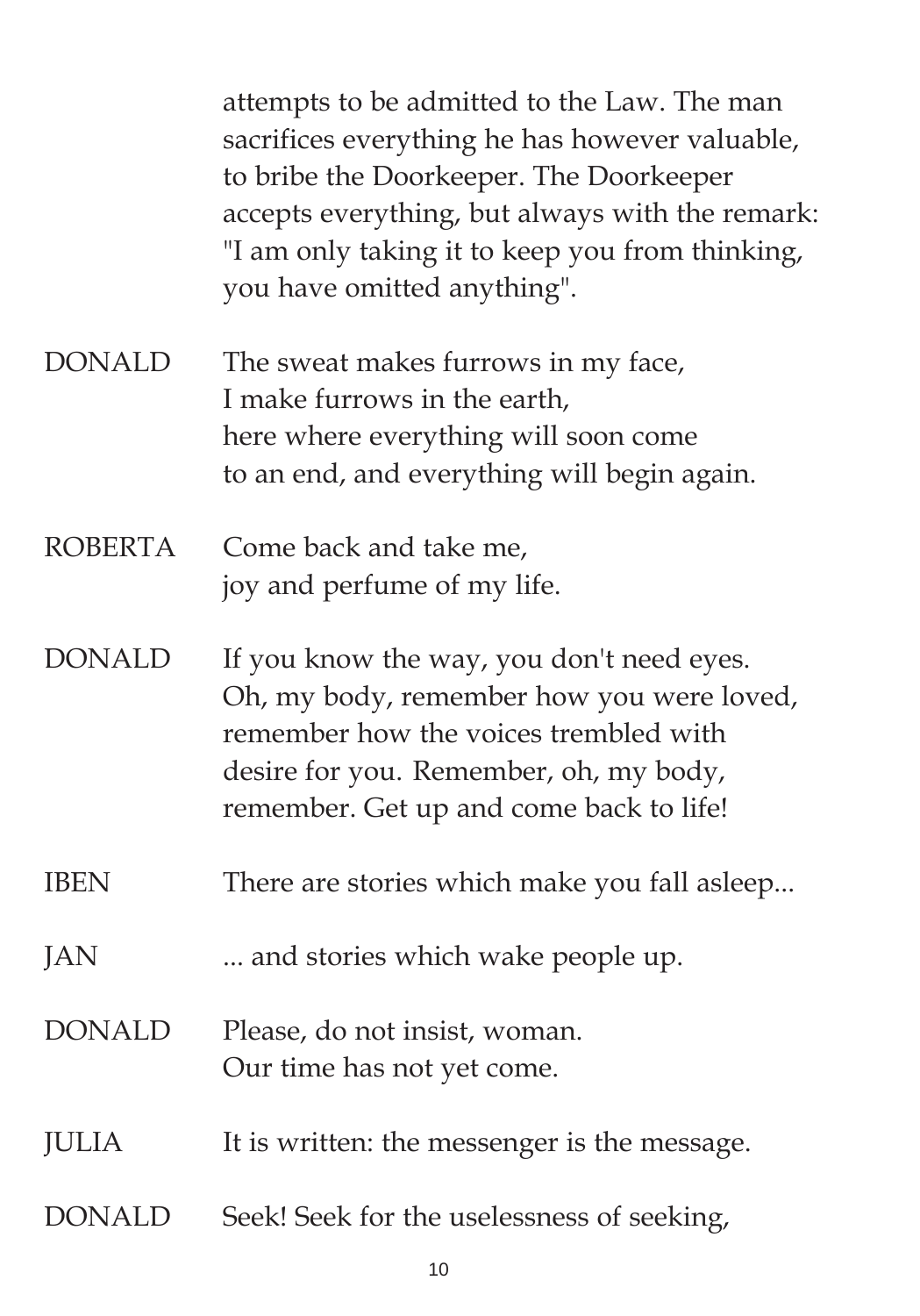attempts to be admitted to the Law. The man sacrifices everything he has however valuable, to bribe the Doorkeeper. The Doorkeeper accepts everything, but always with the remark: "I am only taking it to keep you from thinking, you have omitted anything".

DONALD — The sweat makes furrows in my face,
I make furrows in the earth,
here where everything will soon come
to an end, and everything will begin again.

ROBERTA — Come back and take me,
joy and perfume of my life.

DONALD — If you know the way, you don't need eyes.
Oh, my body, remember how you were loved,
remember how the voices trembled with
desire for you. Remember, oh, my body,
remember. Get up and come back to life!

IBEN — There are stories which make you fall asleep...

JAN — ... and stories which wake people up.

DONALD — Please, do not insist, woman.
Our time has not yet come.

JULIA — It is written: the messenger is the message.

DONALD — Seek! Seek for the uselessness of seeking,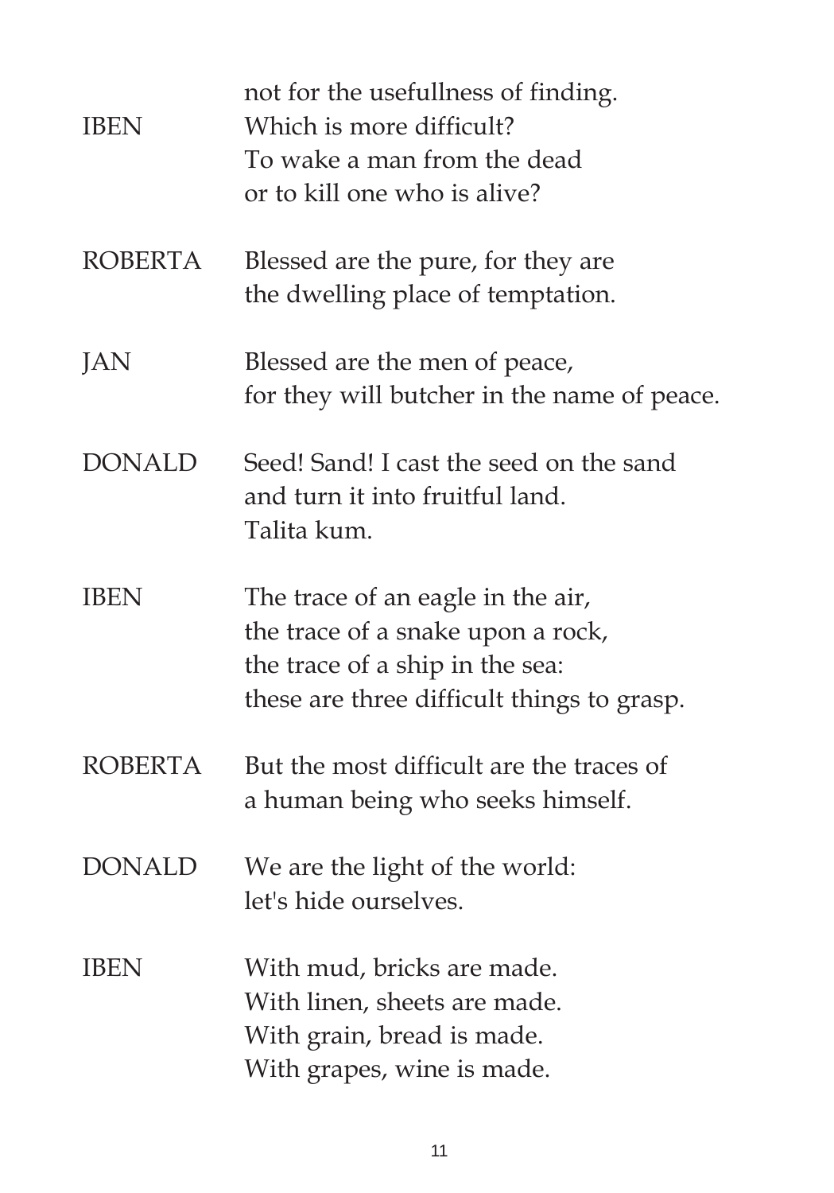not for the usefullness of finding.

IBEN	Which is more difficult?
To wake a man from the dead
or to kill one who is alive?

ROBERTA	Blessed are the pure, for they are
the dwelling place of temptation.

JAN	Blessed are the men of peace,
for they will butcher in the name of peace.

DONALD	Seed! Sand! I cast the seed on the sand
and turn it into fruitful land.
Talita kum.

IBEN	The trace of an eagle in the air,
the trace of a snake upon a rock,
the trace of a ship in the sea:
these are three difficult things to grasp.

ROBERTA	But the most difficult are the traces of
a human being who seeks himself.

DONALD	We are the light of the world:
let's hide ourselves.

IBEN	With mud, bricks are made.
With linen, sheets are made.
With grain, bread is made.
With grapes, wine is made.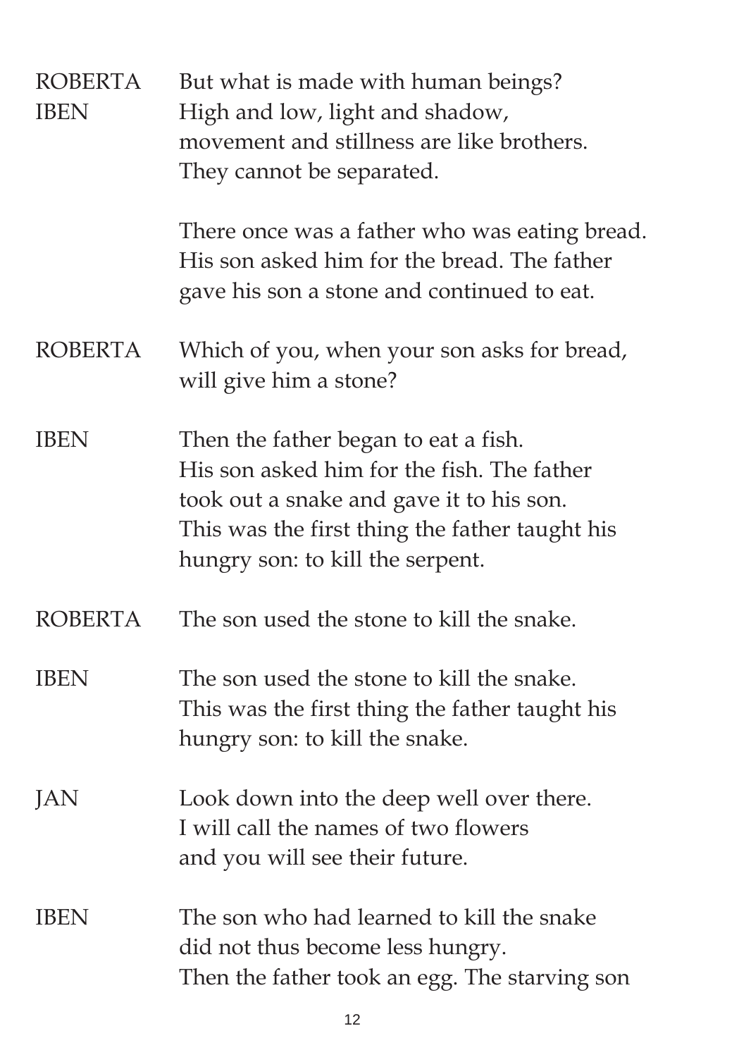ROBERTA But what is made with human beings?

IBEN High and low, light and shadow,
movement and stillness are like brothers.
They cannot be separated.

There once was a father who was eating bread.
His son asked him for the bread. The father
gave his son a stone and continued to eat.

ROBERTA Which of you, when your son asks for bread,
will give him a stone?

IBEN Then the father began to eat a fish.
His son asked him for the fish. The father
took out a snake and gave it to his son.
This was the first thing the father taught his
hungry son: to kill the serpent.

ROBERTA The son used the stone to kill the snake.

IBEN The son used the stone to kill the snake.
This was the first thing the father taught his
hungry son: to kill the snake.

JAN Look down into the deep well over there.
I will call the names of two flowers
and you will see their future.

IBEN The son who had learned to kill the snake
did not thus become less hungry.
Then the father took an egg. The starving son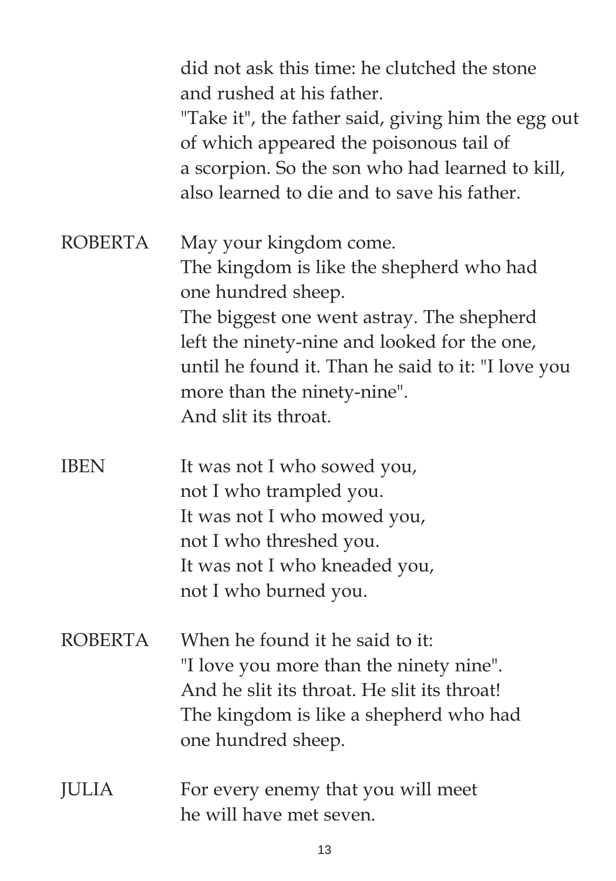did not ask this time: he clutched the stone
and rushed at his father.
"Take it", the father said, giving him the egg out
of which appeared the poisonous tail of
a scorpion. So the son who had learned to kill,
also learned to die and to save his father.

ROBERTA May your kingdom come.
The kingdom is like the shepherd who had
one hundred sheep.
The biggest one went astray. The shepherd
left the ninety-nine and looked for the one,
until he found it. Than he said to it: "I love you
more than the ninety-nine".
And slit its throat.

IBEN It was not I who sowed you,
not I who trampled you.
It was not I who mowed you,
not I who threshed you.
It was not I who kneaded you,
not I who burned you.

ROBERTA When he found it he said to it:
"I love you more than the ninety nine".
And he slit its throat. He slit its throat!
The kingdom is like a shepherd who had
one hundred sheep.

JULIA For every enemy that you will meet
he will have met seven.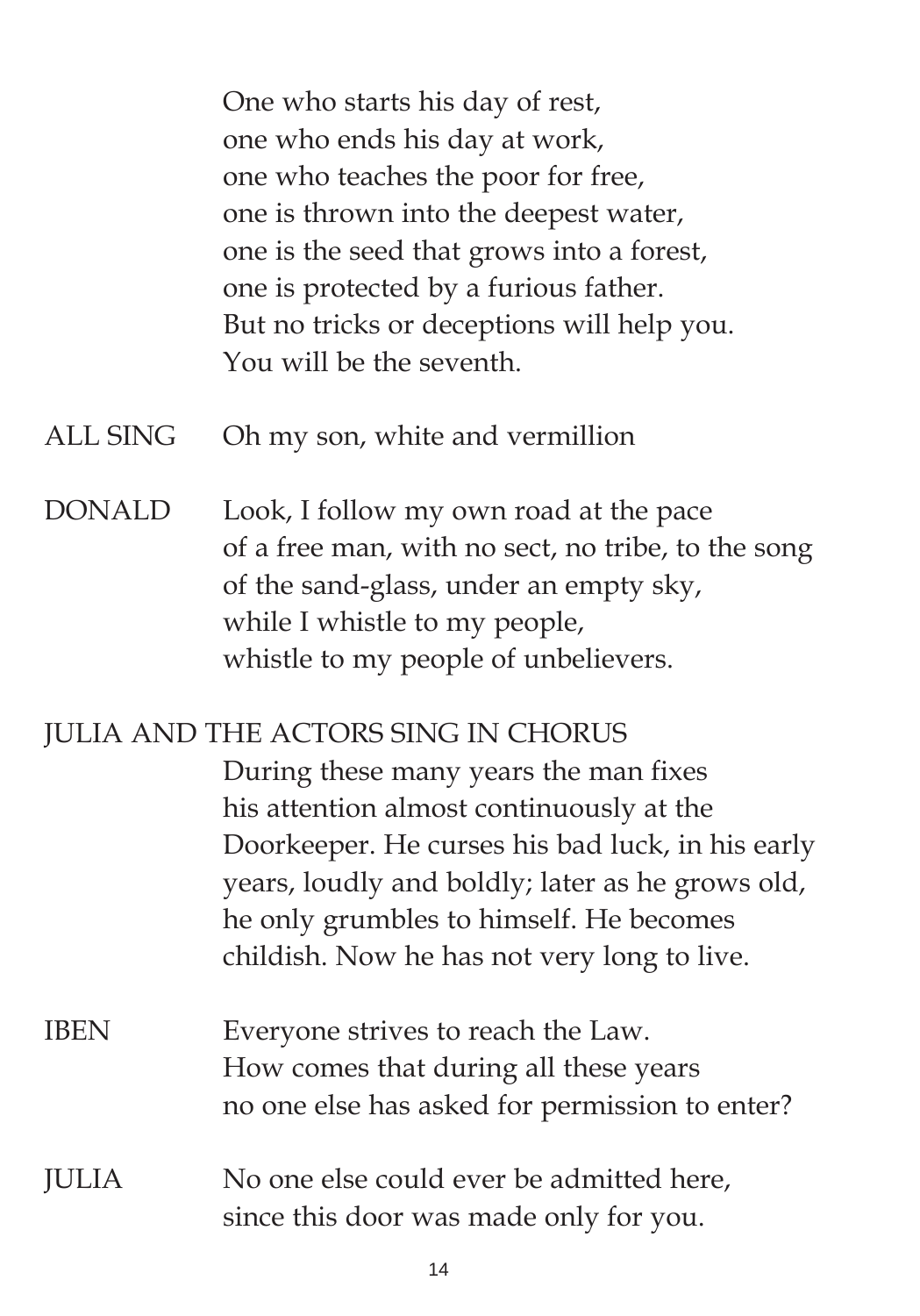One who starts his day of rest,
one who ends his day at work,
one who teaches the poor for free,
one is thrown into the deepest water,
one is the seed that grows into a forest,
one is protected by a furious father.
But no tricks or deceptions will help you.
You will be the seventh.

ALL SING Oh my son, white and vermillion

DONALD Look, I follow my own road at the pace
of a free man, with no sect, no tribe, to the song
of the sand-glass, under an empty sky,
while I whistle to my people,
whistle to my people of unbelievers.

JULIA AND THE ACTORS SING IN CHORUS
During these many years the man fixes
his attention almost continuously at the
Doorkeeper. He curses his bad luck, in his early
years, loudly and boldly; later as he grows old,
he only grumbles to himself. He becomes
childish. Now he has not very long to live.

IBEN Everyone strives to reach the Law.
How comes that during all these years
no one else has asked for permission to enter?

JULIA No one else could ever be admitted here,
since this door was made only for you.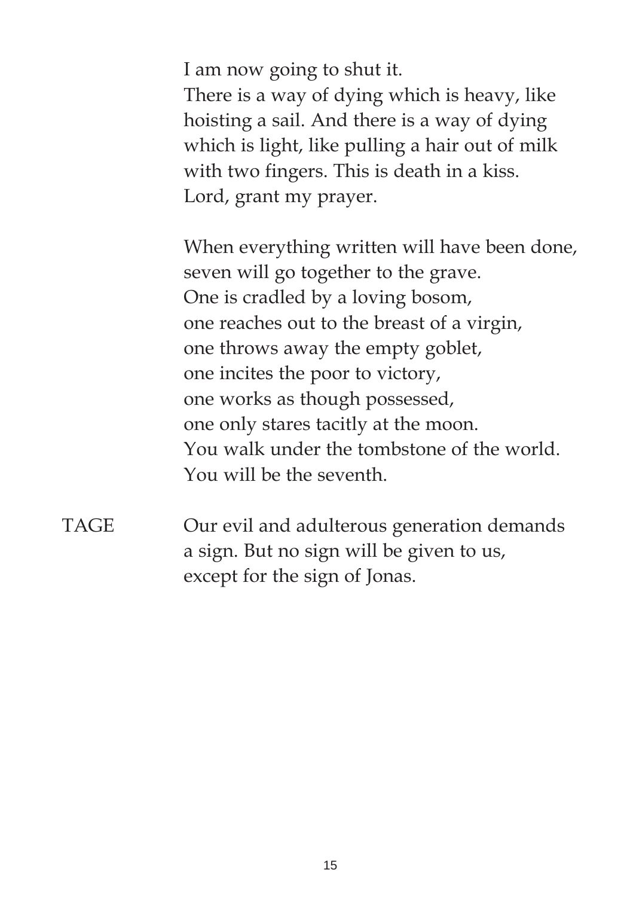I am now going to shut it.
There is a way of dying which is heavy, like hoisting a sail. And there is a way of dying which is light, like pulling a hair out of milk with two fingers. This is death in a kiss.
Lord, grant my prayer.

When everything written will have been done,
seven will go together to the grave.
One is cradled by a loving bosom,
one reaches out to the breast of a virgin,
one throws away the empty goblet,
one incites the poor to victory,
one works as though possessed,
one only stares tacitly at the moon.
You walk under the tombstone of the world.
You will be the seventh.

TAGE Our evil and adulterous generation demands a sign. But no sign will be given to us, except for the sign of Jonas.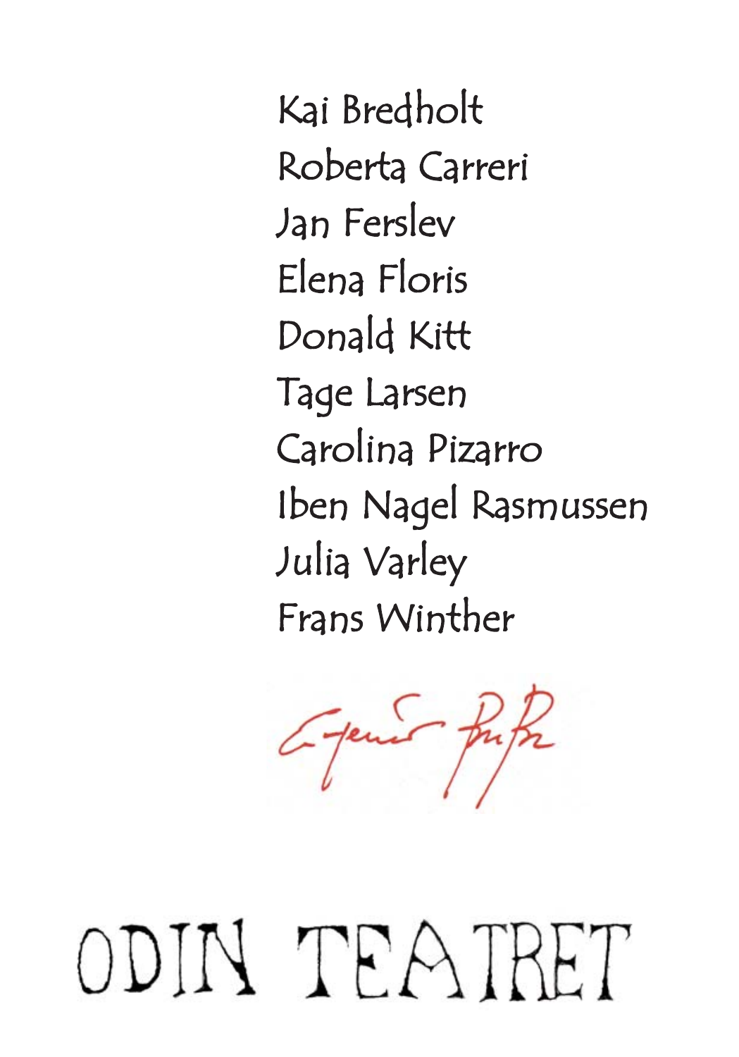Kai Bredholt

Roberta Carreri

Jan Ferslev

Elena Floris

Donald Kitt

Tage Larsen

Carolina Pizarro

Iben Nagel Rasmussen

Julia Varley

Frans Winther

ODIN TEATRET